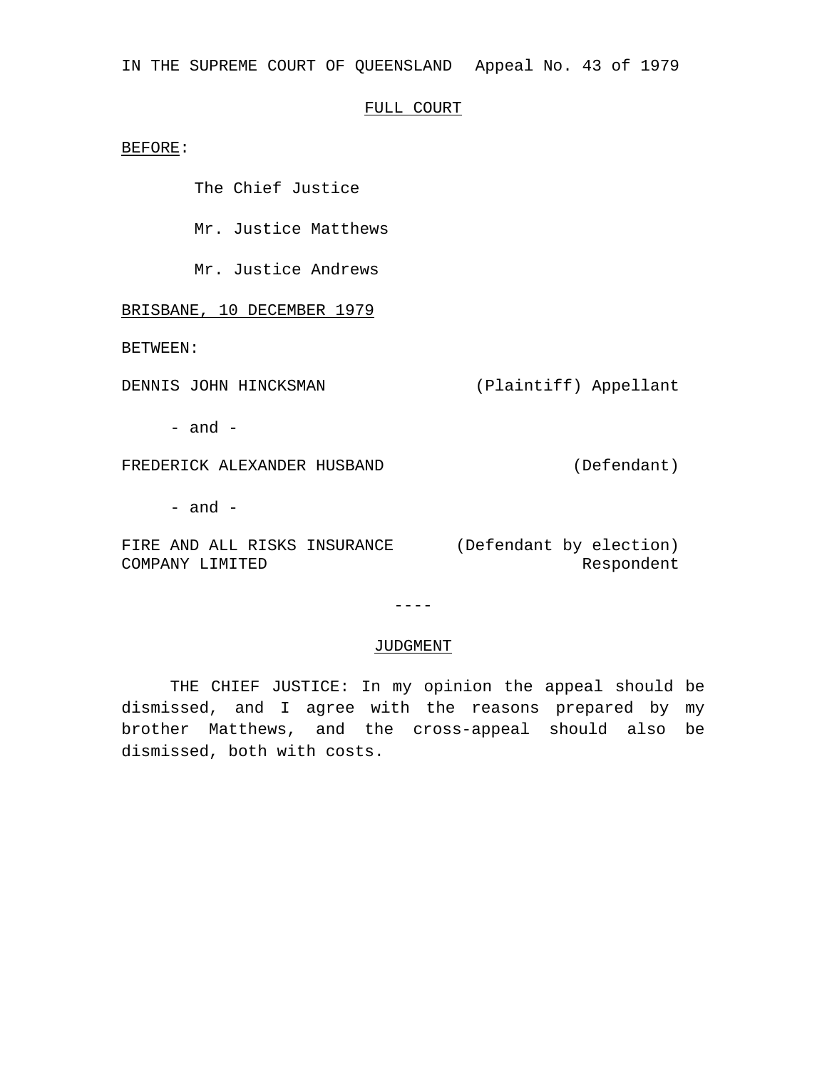IN THE SUPREME COURT OF QUEENSLAND Appeal No. 43 of 1979

FULL COURT

BEFORE:

The Chief Justice

Mr. Justice Matthews

Mr. Justice Andrews

BRISBANE, 10 DECEMBER 1979

BETWEEN:

| | |
|---|---|
| DENNIS JOHN HINCKSMAN | (Plaintiff) Appellant |
| - and - | |
| FREDERICK ALEXANDER HUSBAND | (Defendant) |
| - and - | |
| FIRE AND ALL RISKS INSURANCE COMPANY LIMITED | (Defendant by election) Respondent |

----

## JUDGMENT

THE CHIEF JUSTICE: In my opinion the appeal should be dismissed, and I agree with the reasons prepared by my brother Matthews, and the cross-appeal should also be dismissed, both with costs.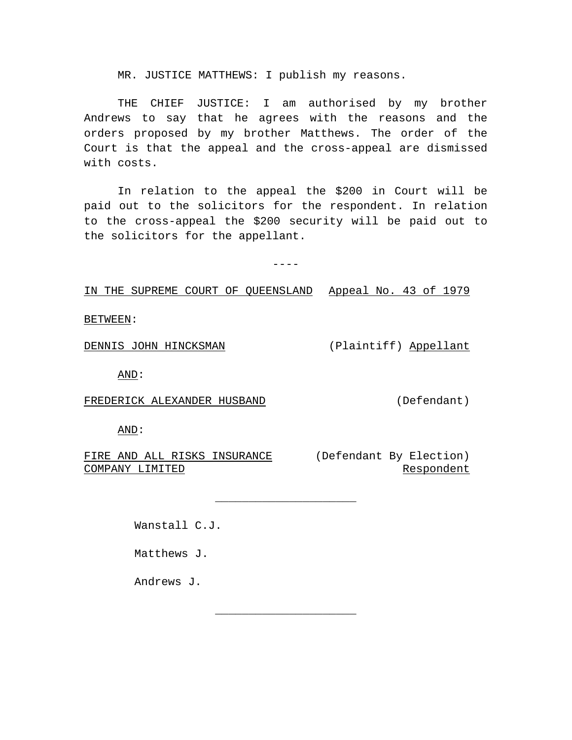MR. JUSTICE MATTHEWS: I publish my reasons.

THE CHIEF JUSTICE: I am authorised by my brother Andrews to say that he agrees with the reasons and the orders proposed by my brother Matthews. The order of the Court is that the appeal and the cross-appeal are dismissed with costs.

In relation to the appeal the $200 in Court will be paid out to the solicitors for the respondent. In relation to the cross-appeal the $200 security will be paid out to the solicitors for the appellant.

----

IN THE SUPREME COURT OF QUEENSLAND Appeal No. 43 of 1979

BETWEEN:

DENNIS JOHN HINCKSMAN (Plaintiff) Appellant

AND:

FREDERICK ALEXANDER HUSBAND (Defendant)

AND:

FIRE AND ALL RISKS INSURANCE COMPANY LIMITED (Defendant By Election) Respondent

---

Wanstall C.J.

Matthews J.

Andrews J.

---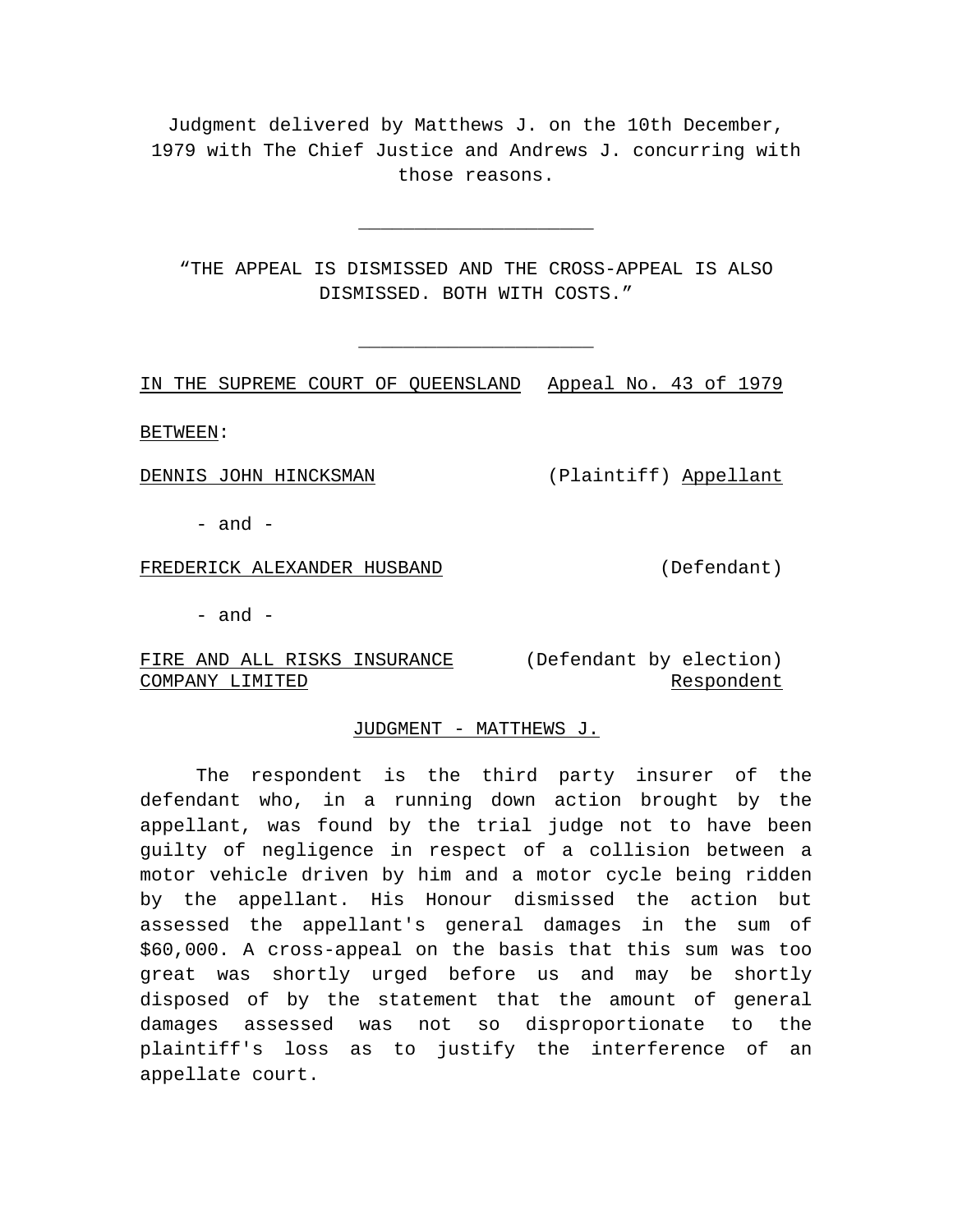Judgment delivered by Matthews J. on the 10th December, 1979 with The Chief Justice and Andrews J. concurring with those reasons.

---

"THE APPEAL IS DISMISSED AND THE CROSS-APPEAL IS ALSO DISMISSED. BOTH WITH COSTS."

---

IN THE SUPREME COURT OF QUEENSLAND Appeal No. 43 of 1979

BETWEEN:

DENNIS JOHN HINCKSMAN (Plaintiff) Appellant

- and -

FREDERICK ALEXANDER HUSBAND (Defendant)

- and -

FIRE AND ALL RISKS INSURANCE COMPANY LIMITED (Defendant by election) Respondent

## JUDGMENT - MATTHEWS J.

The respondent is the third party insurer of the defendant who, in a running down action brought by the appellant, was found by the trial judge not to have been guilty of negligence in respect of a collision between a motor vehicle driven by him and a motor cycle being ridden by the appellant. His Honour dismissed the action but assessed the appellant's general damages in the sum of $60,000. A cross-appeal on the basis that this sum was too great was shortly urged before us and may be shortly disposed of by the statement that the amount of general damages assessed was not so disproportionate to the plaintiff's loss as to justify the interference of an appellate court.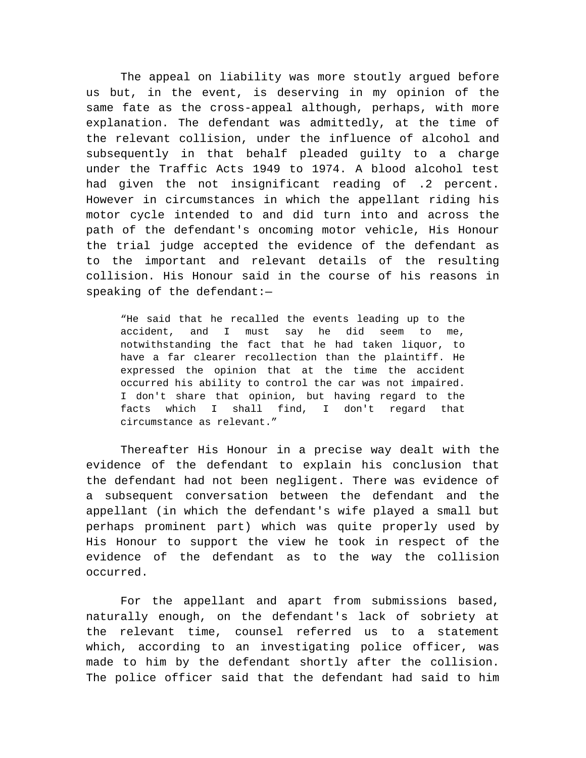The appeal on liability was more stoutly argued before us but, in the event, is deserving in my opinion of the same fate as the cross-appeal although, perhaps, with more explanation. The defendant was admittedly, at the time of the relevant collision, under the influence of alcohol and subsequently in that behalf pleaded guilty to a charge under the Traffic Acts 1949 to 1974. A blood alcohol test had given the not insignificant reading of .2 percent. However in circumstances in which the appellant riding his motor cycle intended to and did turn into and across the path of the defendant's oncoming motor vehicle, His Honour the trial judge accepted the evidence of the defendant as to the important and relevant details of the resulting collision. His Honour said in the course of his reasons in speaking of the defendant:—

> “He said that he recalled the events leading up to the accident, and I must say he did seem to me, notwithstanding the fact that he had taken liquor, to have a far clearer recollection than the plaintiff. He expressed the opinion that at the time the accident occurred his ability to control the car was not impaired. I don't share that opinion, but having regard to the facts which I shall find, I don't regard that circumstance as relevant.”

Thereafter His Honour in a precise way dealt with the evidence of the defendant to explain his conclusion that the defendant had not been negligent. There was evidence of a subsequent conversation between the defendant and the appellant (in which the defendant's wife played a small but perhaps prominent part) which was quite properly used by His Honour to support the view he took in respect of the evidence of the defendant as to the way the collision occurred.

For the appellant and apart from submissions based, naturally enough, on the defendant's lack of sobriety at the relevant time, counsel referred us to a statement which, according to an investigating police officer, was made to him by the defendant shortly after the collision. The police officer said that the defendant had said to him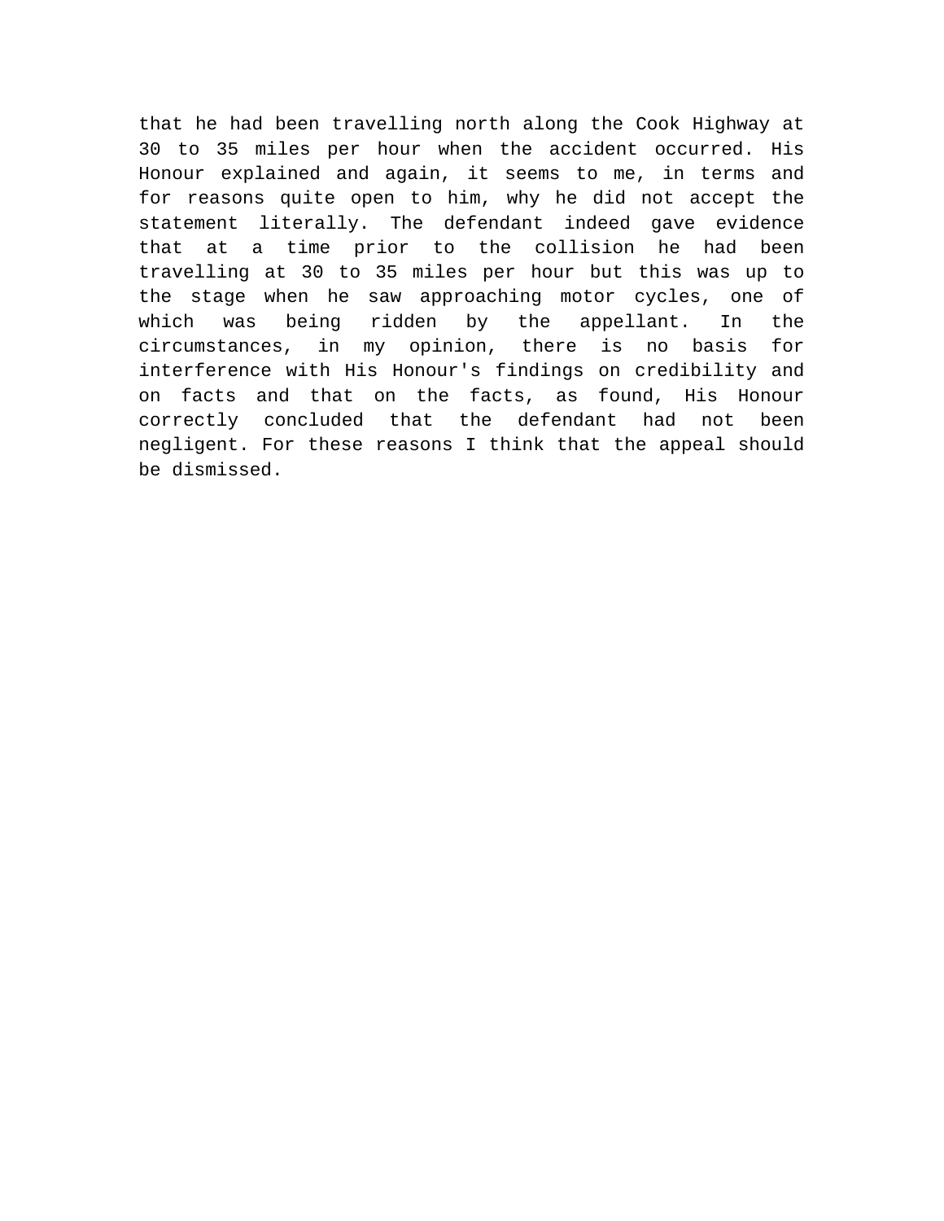that he had been travelling north along the Cook Highway at 30 to 35 miles per hour when the accident occurred. His Honour explained and again, it seems to me, in terms and for reasons quite open to him, why he did not accept the statement literally. The defendant indeed gave evidence that at a time prior to the collision he had been travelling at 30 to 35 miles per hour but this was up to the stage when he saw approaching motor cycles, one of which was being ridden by the appellant. In the circumstances, in my opinion, there is no basis for interference with His Honour's findings on credibility and on facts and that on the facts, as found, His Honour correctly concluded that the defendant had not been negligent. For these reasons I think that the appeal should be dismissed.